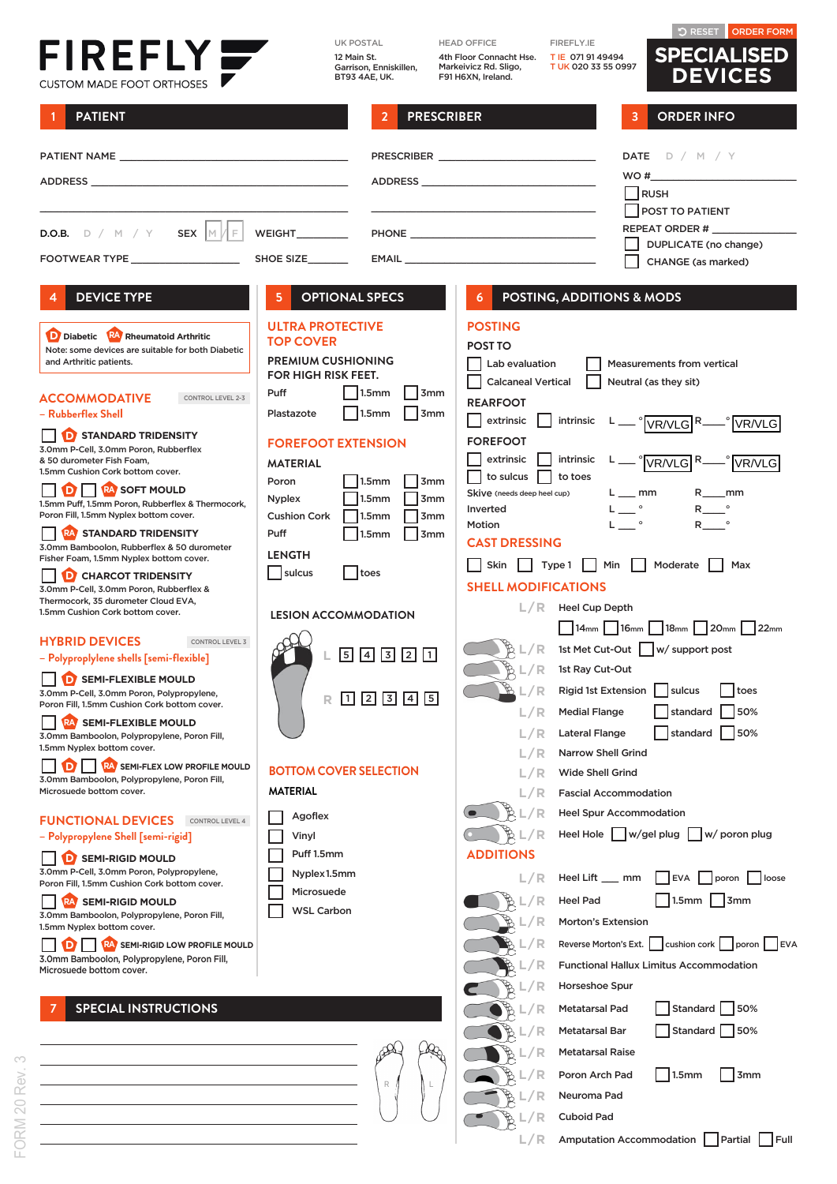# FIREFLY

CUSTOM MADE FOOT ORTHOSES

UK POSTAL
12 Main St.
Garrison, Enniskillen,
BT93 4AE, UK.

HEAD OFFICE
4th Floor Connacht Hse.
Markeivicz Rd. Sligo,
F91 H6XN, Ireland.

FIREFLY.IE
T IE 071 91 49494
T UK 020 33 55 0997

RESET | ORDER FORM

# SPECIALISED DEVICES

## 1 PATIENT

PATIENT NAME ______________________

ADDRESS ______________________

______________________

D.O.B. D / M / Y    SEX M / F    WEIGHT ________

FOOTWEAR TYPE ______________    SHOE SIZE ________

## 2 PRESCRIBER

PRESCRIBER ______________________

ADDRESS ______________________

______________________

PHONE ______________________

EMAIL ______________________

## 3 ORDER INFO

DATE D / M / Y

WO # ______________________

- [ ] RUSH
- [ ] POST TO PATIENT

REPEAT ORDER # ______________

- [ ] DUPLICATE (no change)
- [ ] CHANGE (as marked)

## 4 DEVICE TYPE

**D** Diabetic  **RA** Rheumatoid Arthritic
Note: some devices are suitable for both Diabetic and Arthritic patients.

### ACCOMMODATIVE (CONTROL LEVEL 2-3)
– Rubberflex Shell

- [ ] **D** STANDARD TRIDENSITY
  3.0mm P-Cell, 3.0mm Poron, Rubberflex & 50 durometer Fish Foam, 1.5mm Cushion Cork bottom cover.
- [ ] **D** [ ] **RA** SOFT MOULD
  1.5mm Puff, 1.5mm Poron, Rubberflex & Thermocork, Poron Fill, 1.5mm Nyplex bottom cover.
- [ ] **RA** STANDARD TRIDENSITY
  3.0mm Bamboolon, Rubberflex & 50 durometer Fisher Foam, 1.5mm Nyplex bottom cover.
- [ ] **D** CHARCOT TRIDENSITY
  3.0mm P-Cell, 3.0mm Poron, Rubberflex & Thermocork, 35 durometer Cloud EVA, 1.5mm Cushion Cork bottom cover.

### HYBRID DEVICES (CONTROL LEVEL 3)
– Polypropylene shells [semi-flexible]

- [ ] **D** SEMI-FLEXIBLE MOULD
  3.0mm P-Cell, 3.0mm Poron, Polypropylene, Poron Fill, 1.5mm Cushion Cork bottom cover.
- [ ] **RA** SEMI-FLEXIBLE MOULD
  3.0mm Bamboolon, Polypropylene, Poron Fill, 1.5mm Nyplex bottom cover.
- [ ] **D** [ ] **RA** SEMI-FLEX LOW PROFILE MOULD
  3.0mm Bamboolon, Polypropylene, Poron Fill, Microsuede bottom cover.

### FUNCTIONAL DEVICES (CONTROL LEVEL 4)
– Polypropylene Shell [semi-rigid]

- [ ] **D** SEMI-RIGID MOULD
  3.0mm P-Cell, 3.0mm Poron, Polypropylene, Poron Fill, 1.5mm Cushion Cork bottom cover.
- [ ] **RA** SEMI-RIGID MOULD
  3.0mm Bamboolon, Polypropylene, Poron Fill, 1.5mm Nyplex bottom cover.
- [ ] **D** [ ] **RA** SEMI-RIGID LOW PROFILE MOULD
  3.0mm Bamboolon, Polypropylene, Poron Fill, Microsuede bottom cover.

## 5 OPTIONAL SPECS

### ULTRA PROTECTIVE TOP COVER

PREMIUM CUSHIONING FOR HIGH RISK FEET.

| | | |
|---|---|---|
| Puff | [ ] 1.5mm | [ ] 3mm |
| Plastazote | [ ] 1.5mm | [ ] 3mm |

### FOREFOOT EXTENSION

MATERIAL

| | | |
|---|---|---|
| Poron | [ ] 1.5mm | [ ] 3mm |
| Nyplex | [ ] 1.5mm | [ ] 3mm |
| Cushion Cork | [ ] 1.5mm | [ ] 3mm |
| Puff | [ ] 1.5mm | [ ] 3mm |

LENGTH

- [ ] sulcus
- [ ] toes

### LESION ACCOMMODATION

L [ ] 5 [ ] 4 [ ] 3 [ ] 2 [ ] 1

R [ ] 1 [ ] 2 [ ] 3 [ ] 4 [ ] 5

### BOTTOM COVER SELECTION

MATERIAL

- [ ] Agoflex
- [ ] Vinyl
- [ ] Puff 1.5mm
- [ ] Nyplex1.5mm
- [ ] Microsuede
- [ ] WSL Carbon

## 6 POSTING, ADDITIONS & MODS

### POSTING

POST TO

- [ ] Lab evaluation
- [ ] Measurements from vertical
- [ ] Calcaneal Vertical
- [ ] Neutral (as they sit)

REARFOOT

- [ ] extrinsic [ ] intrinsic   L ___° VR/VLG   R ___° VR/VLG

FOREFOOT

- [ ] extrinsic [ ] intrinsic   L ___° VR/VLG   R ___° VR/VLG
- [ ] to sulcus [ ] to toes

Skive (needs deep heel cup)   L ___ mm   R ___ mm

Inverted   L ___°   R ___°

Motion   L ___°   R ___°

### CAST DRESSING

- [ ] Skin [ ] Type 1 [ ] Min [ ] Moderate [ ] Max

### SHELL MODIFICATIONS

- L/R Heel Cup Depth [ ] 14mm [ ] 16mm [ ] 18mm [ ] 20mm [ ] 22mm
- L/R 1st Met Cut-Out [ ] w/ support post
- L/R 1st Ray Cut-Out
- L/R Rigid 1st Extension [ ] sulcus [ ] toes
- L/R Medial Flange [ ] standard [ ] 50%
- L/R Lateral Flange [ ] standard [ ] 50%
- L/R Narrow Shell Grind
- L/R Wide Shell Grind
- L/R Fascial Accommodation
- L/R Heel Spur Accommodation
- L/R Heel Hole [ ] w/gel plug [ ] w/ poron plug

### ADDITIONS

- L/R Heel Lift ___ mm [ ] EVA [ ] poron [ ] loose
- L/R Heel Pad [ ] 1.5mm [ ] 3mm
- L/R Morton's Extension
- L/R Reverse Morton's Ext. [ ] cushion cork [ ] poron [ ] EVA
- L/R Functional Hallux Limitus Accommodation
- L/R Horseshoe Spur
- L/R Metatarsal Pad [ ] Standard [ ] 50%
- L/R Metatarsal Bar [ ] Standard [ ] 50%
- L/R Metatarsal Raise
- L/R Poron Arch Pad [ ] 1.5mm [ ] 3mm
- L/R Neuroma Pad
- L/R Cuboid Pad
- L/R Amputation Accommodation [ ] Partial [ ] Full

## 7 SPECIAL INSTRUCTIONS

______________________

______________________

______________________

______________________

______________________

R  L

FORM 20 Rev. 3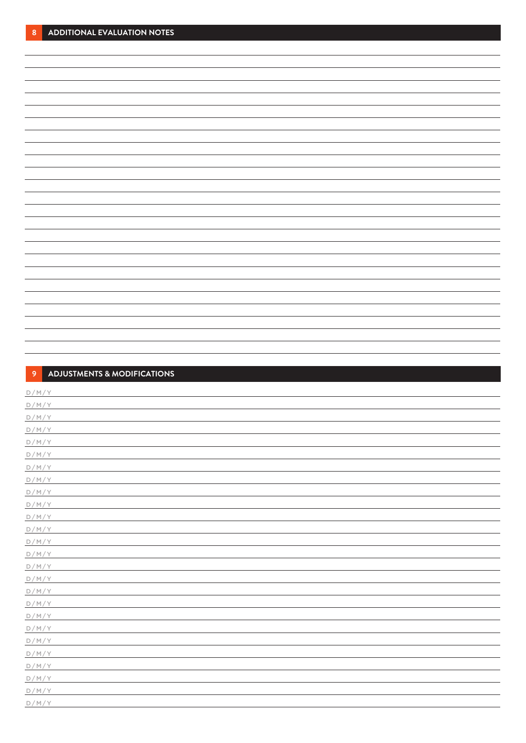## 8 ADDITIONAL EVALUATION NOTES

## 9 ADJUSTMENTS & MODIFICATIONS

D/M/Y

D/M/Y

D/M/Y

D/M/Y

D/M/Y

D/M/Y

D/M/Y

D/M/Y

D/M/Y

D/M/Y

D/M/Y

D/M/Y

D/M/Y

D/M/Y

D/M/Y

D/M/Y

D/M/Y

D/M/Y

D/M/Y

D/M/Y

D/M/Y

D/M/Y

D/M/Y

D/M/Y

D/M/Y

D/M/Y